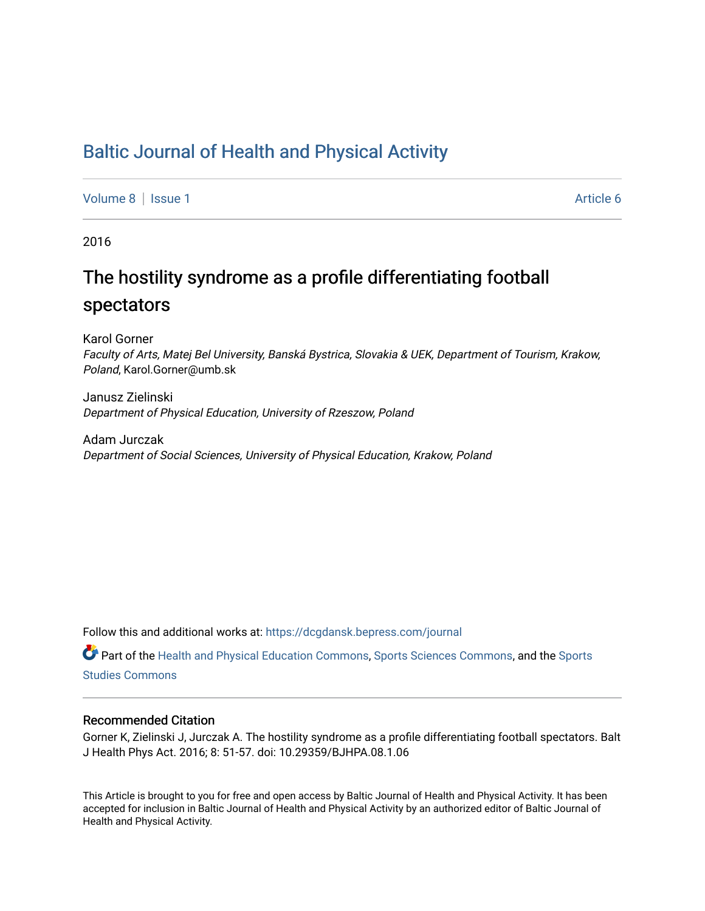# Baltic Journal of Health and Physical Activity

Volume 8 | Issue 1 Article 6

2016

## The hostility syndrome as a profile differentiating football spectators

Karol Gorner
*Faculty of Arts, Matej Bel University, Banská Bystrica, Slovakia & UEK, Department of Tourism, Krakow, Poland*, Karol.Gorner@umb.sk

Janusz Zielinski
*Department of Physical Education, University of Rzeszow, Poland*

Adam Jurczak
*Department of Social Sciences, University of Physical Education, Krakow, Poland*

Follow this and additional works at: https://dcgdansk.bepress.com/journal

Part of the Health and Physical Education Commons, Sports Sciences Commons, and the Sports Studies Commons

### Recommended Citation

Gorner K, Zielinski J, Jurczak A. The hostility syndrome as a profile differentiating football spectators. Balt J Health Phys Act. 2016; 8: 51-57. doi: 10.29359/BJHPA.08.1.06

This Article is brought to you for free and open access by Baltic Journal of Health and Physical Activity. It has been accepted for inclusion in Baltic Journal of Health and Physical Activity by an authorized editor of Baltic Journal of Health and Physical Activity.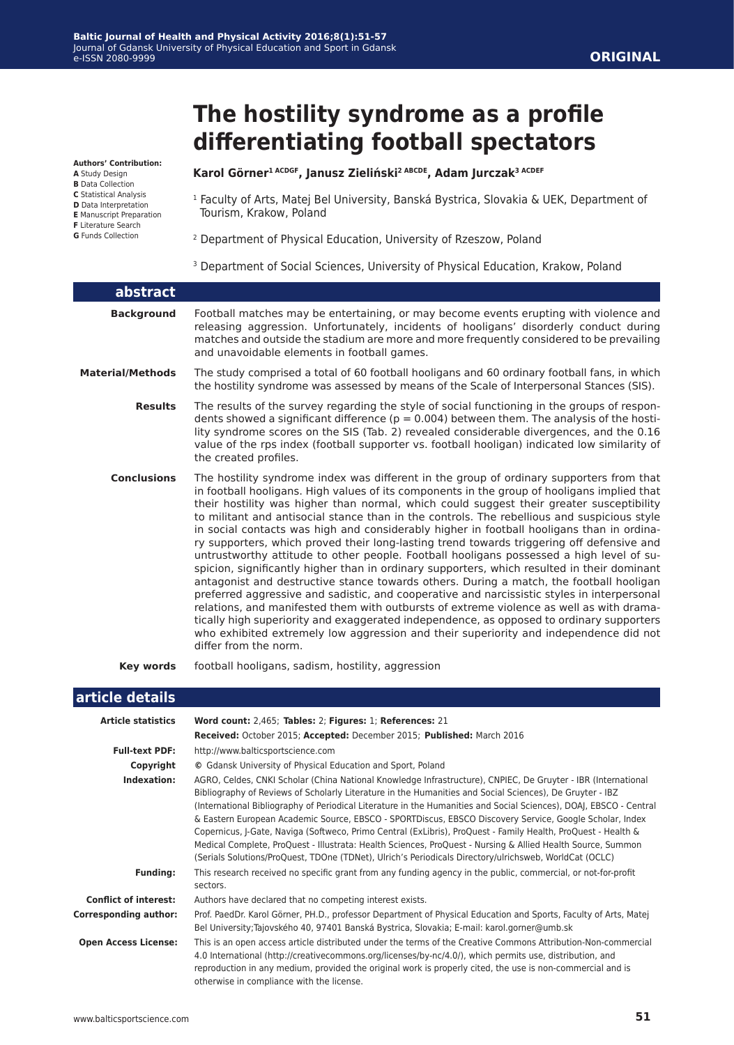# The hostility syndrome as a profile differentiating football spectators

**Karol Görner[1 ACDGF], Janusz Zieliński[2 ABCDE], Adam Jurczak[3 ACDEF]**

[1] Faculty of Arts, Matej Bel University, Banská Bystrica, Slovakia & UEK, Department of Tourism, Krakow, Poland

[2] Department of Physical Education, University of Rzeszow, Poland

[3] Department of Social Sciences, University of Physical Education, Krakow, Poland

**Authors' Contribution:**
**A** Study Design
**B** Data Collection
**C** Statistical Analysis
**D** Data Interpretation
**E** Manuscript Preparation
**F** Literature Search
**G** Funds Collection

## abstract

**Background**
Football matches may be entertaining, or may become events erupting with violence and releasing aggression. Unfortunately, incidents of hooligans' disorderly conduct during matches and outside the stadium are more and more frequently considered to be prevailing and unavoidable elements in football games.

**Material/Methods**
The study comprised a total of 60 football hooligans and 60 ordinary football fans, in which the hostility syndrome was assessed by means of the Scale of Interpersonal Stances (SIS).

**Results**
The results of the survey regarding the style of social functioning in the groups of respondents showed a significant difference ($p = 0.004$) between them. The analysis of the hostility syndrome scores on the SIS (Tab. 2) revealed considerable divergences, and the 0.16 value of the rps index (football supporter vs. football hooligan) indicated low similarity of the created profiles.

**Conclusions**
The hostility syndrome index was different in the group of ordinary supporters from that in football hooligans. High values of its components in the group of hooligans implied that their hostility was higher than normal, which could suggest their greater susceptibility to militant and antisocial stance than in the controls. The rebellious and suspicious style in social contacts was high and considerably higher in football hooligans than in ordinary supporters, which proved their long-lasting trend towards triggering off defensive and untrustworthy attitude to other people. Football hooligans possessed a high level of suspicion, significantly higher than in ordinary supporters, which resulted in their dominant antagonist and destructive stance towards others. During a match, the football hooligan preferred aggressive and sadistic, and cooperative and narcissistic styles in interpersonal relations, and manifested them with outbursts of extreme violence as well as with dramatically high superiority and exaggerated independence, as opposed to ordinary supporters who exhibited extremely low aggression and their superiority and independence did not differ from the norm.

**Key words**
football hooligans, sadism, hostility, aggression

## article details

| | |
|---|---|
| **Article statistics** | **Word count:** 2,465; **Tables:** 2; **Figures:** 1; **References:** 21 <br> **Received:** October 2015; **Accepted:** December 2015; **Published:** March 2016 |
| **Full-text PDF:** | http://www.balticsportscience.com |
| **Copyright** | © Gdansk University of Physical Education and Sport, Poland |
| **Indexation:** | AGRO, Celdes, CNKI Scholar (China National Knowledge Infrastructure), CNPIEC, De Gruyter - IBR (International Bibliography of Reviews of Scholarly Literature in the Humanities and Social Sciences), De Gruyter - IBZ (International Bibliography of Periodical Literature in the Humanities and Social Sciences), DOAJ, EBSCO - Central & Eastern European Academic Source, EBSCO - SPORTDiscus, EBSCO Discovery Service, Google Scholar, Index Copernicus, J-Gate, Naviga (Softweco, Primo Central (ExLibris), ProQuest - Family Health, ProQuest - Health & Medical Complete, ProQuest - Illustrata: Health Sciences, ProQuest - Nursing & Allied Health Source, Summon (Serials Solutions/ProQuest, TDOne (TDNet), Ulrich's Periodicals Directory/ulrichsweb, WorldCat (OCLC) |
| **Funding:** | This research received no specific grant from any funding agency in the public, commercial, or not-for-profit sectors. |
| **Conflict of interest:** | Authors have declared that no competing interest exists. |
| **Corresponding author:** | Prof. PaedDr. Karol Görner, PH.D., professor Department of Physical Education and Sports, Faculty of Arts, Matej Bel University;Tajovského 40, 97401 Banská Bystrica, Slovakia; E-mail: karol.gorner@umb.sk |
| **Open Access License:** | This is an open access article distributed under the terms of the Creative Commons Attribution-Non-commercial 4.0 International (http://creativecommons.org/licenses/by-nc/4.0/), which permits use, distribution, and reproduction in any medium, provided the original work is properly cited, the use is non-commercial and is otherwise in compliance with the license. |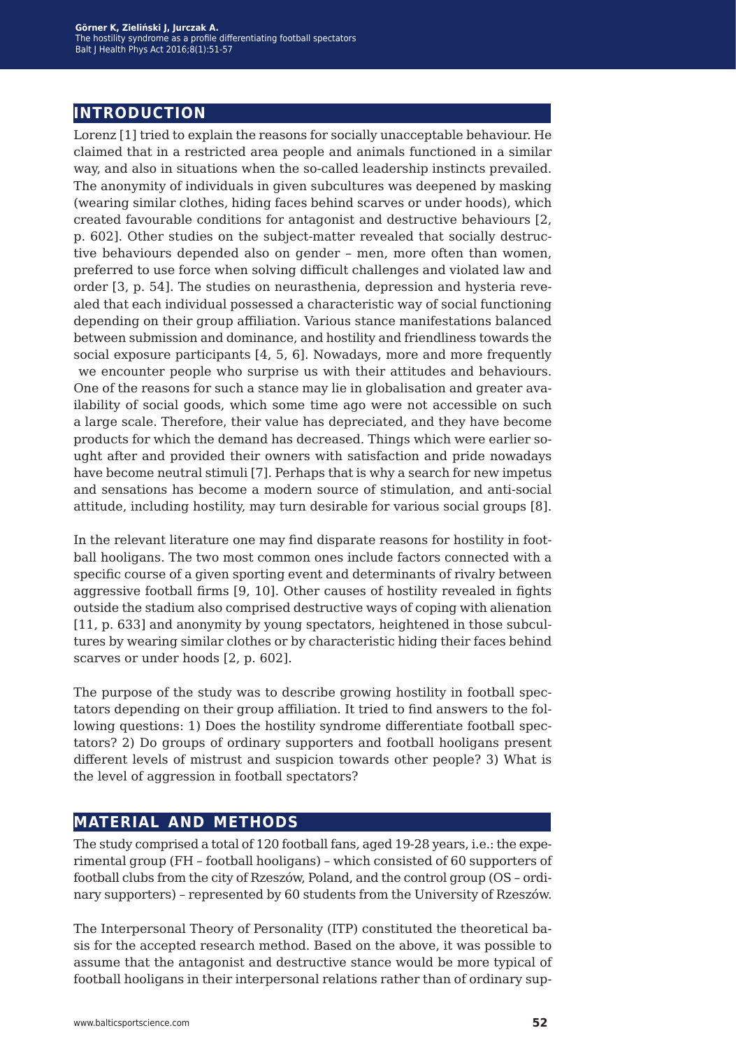## INTRODUCTION

Lorenz [1] tried to explain the reasons for socially unacceptable behaviour. He claimed that in a restricted area people and animals functioned in a similar way, and also in situations when the so-called leadership instincts prevailed. The anonymity of individuals in given subcultures was deepened by masking (wearing similar clothes, hiding faces behind scarves or under hoods), which created favourable conditions for antagonist and destructive behaviours [2, p. 602]. Other studies on the subject-matter revealed that socially destructive behaviours depended also on gender – men, more often than women, preferred to use force when solving difficult challenges and violated law and order [3, p. 54]. The studies on neurasthenia, depression and hysteria revealed that each individual possessed a characteristic way of social functioning depending on their group affiliation. Various stance manifestations balanced between submission and dominance, and hostility and friendliness towards the social exposure participants [4, 5, 6]. Nowadays, more and more frequently we encounter people who surprise us with their attitudes and behaviours. One of the reasons for such a stance may lie in globalisation and greater availability of social goods, which some time ago were not accessible on such a large scale. Therefore, their value has depreciated, and they have become products for which the demand has decreased. Things which were earlier sought after and provided their owners with satisfaction and pride nowadays have become neutral stimuli [7]. Perhaps that is why a search for new impetus and sensations has become a modern source of stimulation, and anti-social attitude, including hostility, may turn desirable for various social groups [8].

In the relevant literature one may find disparate reasons for hostility in football hooligans. The two most common ones include factors connected with a specific course of a given sporting event and determinants of rivalry between aggressive football firms [9, 10]. Other causes of hostility revealed in fights outside the stadium also comprised destructive ways of coping with alienation [11, p. 633] and anonymity by young spectators, heightened in those subcultures by wearing similar clothes or by characteristic hiding their faces behind scarves or under hoods [2, p. 602].

The purpose of the study was to describe growing hostility in football spectators depending on their group affiliation. It tried to find answers to the following questions: 1) Does the hostility syndrome differentiate football spectators? 2) Do groups of ordinary supporters and football hooligans present different levels of mistrust and suspicion towards other people? 3) What is the level of aggression in football spectators?

## MATERIAL AND METHODS

The study comprised a total of 120 football fans, aged 19-28 years, i.e.: the experimental group (FH – football hooligans) – which consisted of 60 supporters of football clubs from the city of Rzeszów, Poland, and the control group (OS – ordinary supporters) – represented by 60 students from the University of Rzeszów.

The Interpersonal Theory of Personality (ITP) constituted the theoretical basis for the accepted research method. Based on the above, it was possible to assume that the antagonist and destructive stance would be more typical of football hooligans in their interpersonal relations rather than of ordinary sup-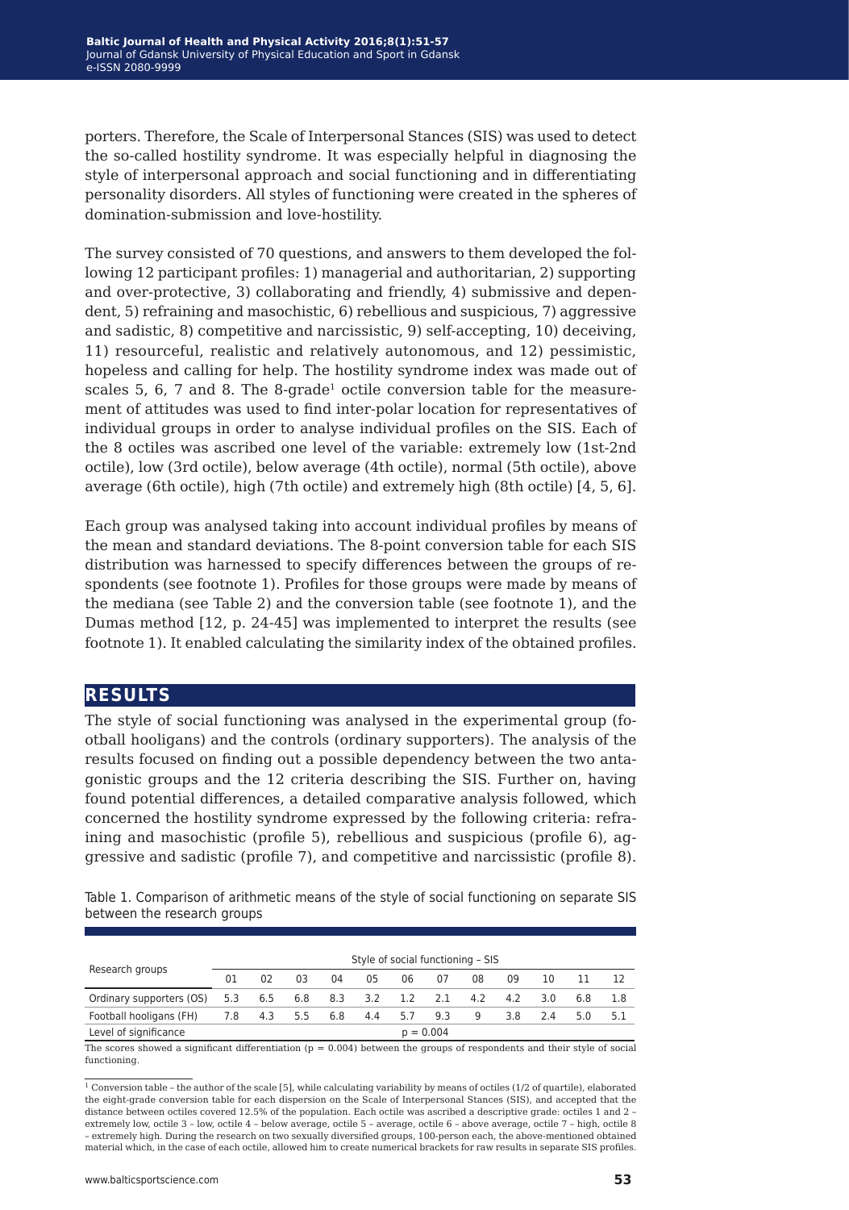porters. Therefore, the Scale of Interpersonal Stances (SIS) was used to detect the so-called hostility syndrome. It was especially helpful in diagnosing the style of interpersonal approach and social functioning and in differentiating personality disorders. All styles of functioning were created in the spheres of domination-submission and love-hostility.

The survey consisted of 70 questions, and answers to them developed the following 12 participant profiles: 1) managerial and authoritarian, 2) supporting and over-protective, 3) collaborating and friendly, 4) submissive and dependent, 5) refraining and masochistic, 6) rebellious and suspicious, 7) aggressive and sadistic, 8) competitive and narcissistic, 9) self-accepting, 10) deceiving, 11) resourceful, realistic and relatively autonomous, and 12) pessimistic, hopeless and calling for help. The hostility syndrome index was made out of scales 5, 6, 7 and 8. The 8-grade[1] octile conversion table for the measurement of attitudes was used to find inter-polar location for representatives of individual groups in order to analyse individual profiles on the SIS. Each of the 8 octiles was ascribed one level of the variable: extremely low (1st-2nd octile), low (3rd octile), below average (4th octile), normal (5th octile), above average (6th octile), high (7th octile) and extremely high (8th octile) [4, 5, 6].

Each group was analysed taking into account individual profiles by means of the mean and standard deviations. The 8-point conversion table for each SIS distribution was harnessed to specify differences between the groups of respondents (see footnote 1). Profiles for those groups were made by means of the mediana (see Table 2) and the conversion table (see footnote 1), and the Dumas method [12, p. 24-45] was implemented to interpret the results (see footnote 1). It enabled calculating the similarity index of the obtained profiles.

## RESULTS

The style of social functioning was analysed in the experimental group (football hooligans) and the controls (ordinary supporters). The analysis of the results focused on finding out a possible dependency between the two antagonistic groups and the 12 criteria describing the SIS. Further on, having found potential differences, a detailed comparative analysis followed, which concerned the hostility syndrome expressed by the following criteria: refraining and masochistic (profile 5), rebellious and suspicious (profile 6), aggressive and sadistic (profile 7), and competitive and narcissistic (profile 8).

Table 1. Comparison of arithmetic means of the style of social functioning on separate SIS between the research groups

| Research groups | Style of social functioning – SIS | | | | | | | | | | | |
|---|---|---|---|---|---|---|---|---|---|---|---|---|
| | 01 | 02 | 03 | 04 | 05 | 06 | 07 | 08 | 09 | 10 | 11 | 12 |
| Ordinary supporters (OS) | 5.3 | 6.5 | 6.8 | 8.3 | 3.2 | 1.2 | 2.1 | 4.2 | 4.2 | 3.0 | 6.8 | 1.8 |
| Football hooligans (FH) | 7.8 | 4.3 | 5.5 | 6.8 | 4.4 | 5.7 | 9.3 | 9 | 3.8 | 2.4 | 5.0 | 5.1 |
| Level of significance | p = 0.004 | | | | | | | | | | | |

The scores showed a significant differentiation ($p = 0.004$) between the groups of respondents and their style of social functioning.

[1] Conversion table – the author of the scale [5], while calculating variability by means of octiles (1/2 of quartile), elaborated the eight-grade conversion table for each dispersion on the Scale of Interpersonal Stances (SIS), and accepted that the distance between octiles covered 12.5% of the population. Each octile was ascribed a descriptive grade: octiles 1 and 2 – extremely low, octile 3 – low, octile 4 – below average, octile 5 – average, octile 6 – above average, octile 7 – high, octile 8 – extremely high. During the research on two sexually diversified groups, 100-person each, the above-mentioned obtained material which, in the case of each octile, allowed him to create numerical brackets for raw results in separate SIS profiles.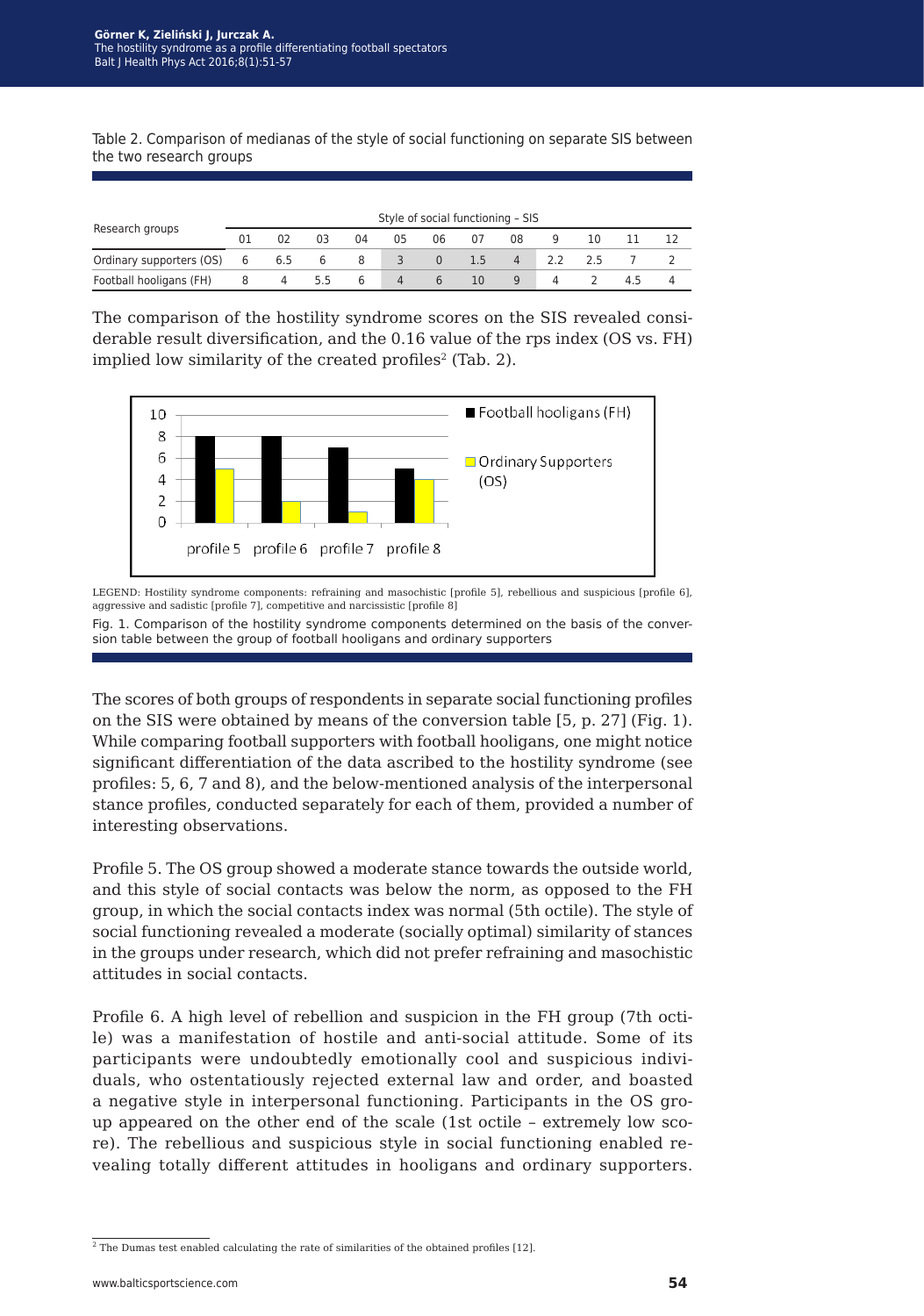Table 2. Comparison of medianas of the style of social functioning on separate SIS between the two research groups

| Research groups | Style of social functioning – SIS | | | | | | | | | | | |
|---|---|---|---|---|---|---|---|---|---|---|---|---|
| | 01 | 02 | 03 | 04 | 05 | 06 | 07 | 08 | 9 | 10 | 11 | 12 |
| Ordinary supporters (OS) | 6 | 6.5 | 6 | 8 | 3 | 0 | 1.5 | 4 | 2.2 | 2.5 | 7 | 2 |
| Football hooligans (FH) | 8 | 4 | 5.5 | 6 | 4 | 6 | 10 | 9 | 4 | 2 | 4.5 | 4 |

The comparison of the hostility syndrome scores on the SIS revealed considerable result diversification, and the 0.16 value of the rps index (OS vs. FH) implied low similarity of the created profiles[2] (Tab. 2).

LEGEND: Hostility syndrome components: refraining and masochistic [profile 5], rebellious and suspicious [profile 6], aggressive and sadistic [profile 7], competitive and narcissistic [profile 8]

Fig. 1. Comparison of the hostility syndrome components determined on the basis of the conversion table between the group of football hooligans and ordinary supporters

The scores of both groups of respondents in separate social functioning profiles on the SIS were obtained by means of the conversion table [5, p. 27] (Fig. 1). While comparing football supporters with football hooligans, one might notice significant differentiation of the data ascribed to the hostility syndrome (see profiles: 5, 6, 7 and 8), and the below-mentioned analysis of the interpersonal stance profiles, conducted separately for each of them, provided a number of interesting observations.

Profile 5. The OS group showed a moderate stance towards the outside world, and this style of social contacts was below the norm, as opposed to the FH group, in which the social contacts index was normal (5th octile). The style of social functioning revealed a moderate (socially optimal) similarity of stances in the groups under research, which did not prefer refraining and masochistic attitudes in social contacts.

Profile 6. A high level of rebellion and suspicion in the FH group (7th octile) was a manifestation of hostile and anti-social attitude. Some of its participants were undoubtedly emotionally cool and suspicious individuals, who ostentatiously rejected external law and order, and boasted a negative style in interpersonal functioning. Participants in the OS group appeared on the other end of the scale (1st octile – extremely low score). The rebellious and suspicious style in social functioning enabled revealing totally different attitudes in hooligans and ordinary supporters.

[2] The Dumas test enabled calculating the rate of similarities of the obtained profiles [12].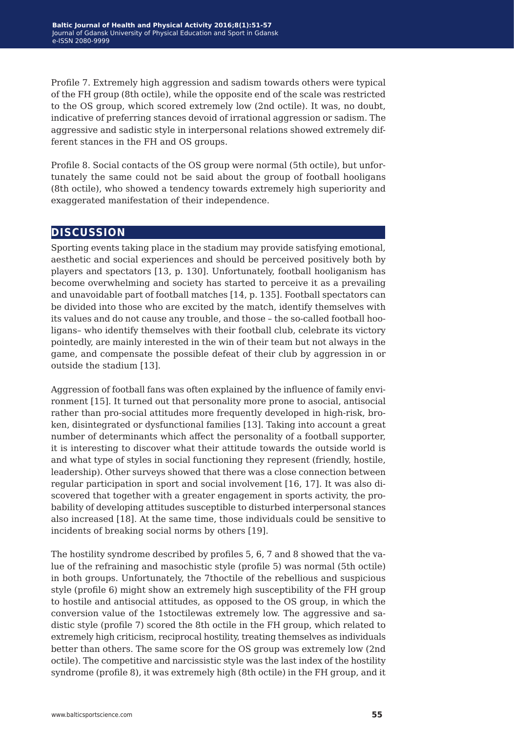Profile 7. Extremely high aggression and sadism towards others were typical of the FH group (8th octile), while the opposite end of the scale was restricted to the OS group, which scored extremely low (2nd octile). It was, no doubt, indicative of preferring stances devoid of irrational aggression or sadism. The aggressive and sadistic style in interpersonal relations showed extremely different stances in the FH and OS groups.

Profile 8. Social contacts of the OS group were normal (5th octile), but unfortunately the same could not be said about the group of football hooligans (8th octile), who showed a tendency towards extremely high superiority and exaggerated manifestation of their independence.

## DISCUSSION

Sporting events taking place in the stadium may provide satisfying emotional, aesthetic and social experiences and should be perceived positively both by players and spectators [13, p. 130]. Unfortunately, football hooliganism has become overwhelming and society has started to perceive it as a prevailing and unavoidable part of football matches [14, p. 135]. Football spectators can be divided into those who are excited by the match, identify themselves with its values and do not cause any trouble, and those – the so-called football hooligans– who identify themselves with their football club, celebrate its victory pointedly, are mainly interested in the win of their team but not always in the game, and compensate the possible defeat of their club by aggression in or outside the stadium [13].

Aggression of football fans was often explained by the influence of family environment [15]. It turned out that personality more prone to asocial, antisocial rather than pro-social attitudes more frequently developed in high-risk, broken, disintegrated or dysfunctional families [13]. Taking into account a great number of determinants which affect the personality of a football supporter, it is interesting to discover what their attitude towards the outside world is and what type of styles in social functioning they represent (friendly, hostile, leadership). Other surveys showed that there was a close connection between regular participation in sport and social involvement [16, 17]. It was also discovered that together with a greater engagement in sports activity, the probability of developing attitudes susceptible to disturbed interpersonal stances also increased [18]. At the same time, those individuals could be sensitive to incidents of breaking social norms by others [19].

The hostility syndrome described by profiles 5, 6, 7 and 8 showed that the value of the refraining and masochistic style (profile 5) was normal (5th octile) in both groups. Unfortunately, the 7thoctile of the rebellious and suspicious style (profile 6) might show an extremely high susceptibility of the FH group to hostile and antisocial attitudes, as opposed to the OS group, in which the conversion value of the 1stoctilewas extremely low. The aggressive and sadistic style (profile 7) scored the 8th octile in the FH group, which related to extremely high criticism, reciprocal hostility, treating themselves as individuals better than others. The same score for the OS group was extremely low (2nd octile). The competitive and narcissistic style was the last index of the hostility syndrome (profile 8), it was extremely high (8th octile) in the FH group, and it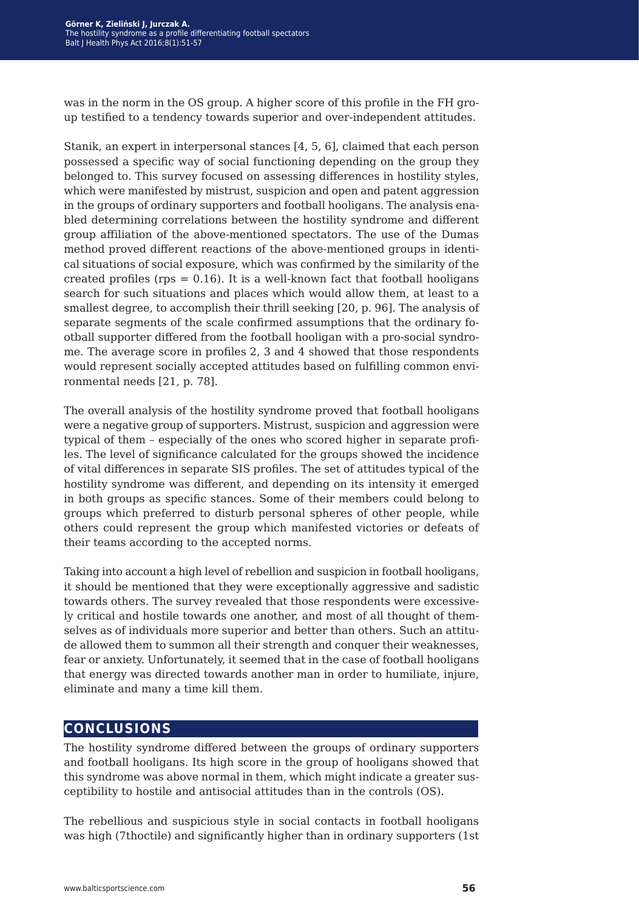was in the norm in the OS group. A higher score of this profile in the FH group testified to a tendency towards superior and over-independent attitudes.

Stanik, an expert in interpersonal stances [4, 5, 6], claimed that each person possessed a specific way of social functioning depending on the group they belonged to. This survey focused on assessing differences in hostility styles, which were manifested by mistrust, suspicion and open and patent aggression in the groups of ordinary supporters and football hooligans. The analysis enabled determining correlations between the hostility syndrome and different group affiliation of the above-mentioned spectators. The use of the Dumas method proved different reactions of the above-mentioned groups in identical situations of social exposure, which was confirmed by the similarity of the created profiles ($rps = 0.16$). It is a well-known fact that football hooligans search for such situations and places which would allow them, at least to a smallest degree, to accomplish their thrill seeking [20, p. 96]. The analysis of separate segments of the scale confirmed assumptions that the ordinary football supporter differed from the football hooligan with a pro-social syndrome. The average score in profiles 2, 3 and 4 showed that those respondents would represent socially accepted attitudes based on fulfilling common environmental needs [21, p. 78].

The overall analysis of the hostility syndrome proved that football hooligans were a negative group of supporters. Mistrust, suspicion and aggression were typical of them – especially of the ones who scored higher in separate profiles. The level of significance calculated for the groups showed the incidence of vital differences in separate SIS profiles. The set of attitudes typical of the hostility syndrome was different, and depending on its intensity it emerged in both groups as specific stances. Some of their members could belong to groups which preferred to disturb personal spheres of other people, while others could represent the group which manifested victories or defeats of their teams according to the accepted norms.

Taking into account a high level of rebellion and suspicion in football hooligans, it should be mentioned that they were exceptionally aggressive and sadistic towards others. The survey revealed that those respondents were excessively critical and hostile towards one another, and most of all thought of themselves as of individuals more superior and better than others. Such an attitude allowed them to summon all their strength and conquer their weaknesses, fear or anxiety. Unfortunately, it seemed that in the case of football hooligans that energy was directed towards another man in order to humiliate, injure, eliminate and many a time kill them.

## CONCLUSIONS

The hostility syndrome differed between the groups of ordinary supporters and football hooligans. Its high score in the group of hooligans showed that this syndrome was above normal in them, which might indicate a greater susceptibility to hostile and antisocial attitudes than in the controls (OS).

The rebellious and suspicious style in social contacts in football hooligans was high (7thoctile) and significantly higher than in ordinary supporters (1st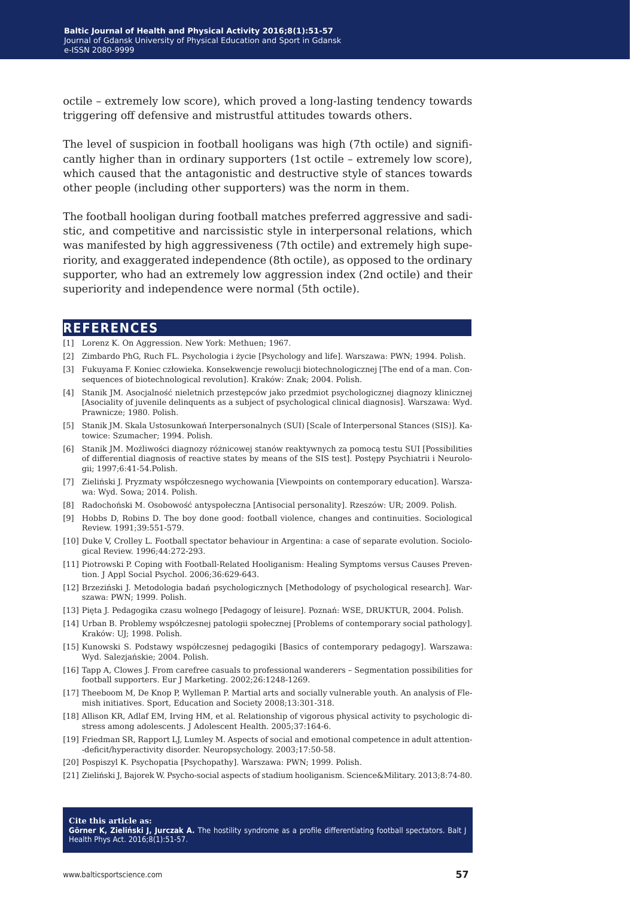octile – extremely low score), which proved a long-lasting tendency towards triggering off defensive and mistrustful attitudes towards others.

The level of suspicion in football hooligans was high (7th octile) and significantly higher than in ordinary supporters (1st octile – extremely low score), which caused that the antagonistic and destructive style of stances towards other people (including other supporters) was the norm in them.

The football hooligan during football matches preferred aggressive and sadistic, and competitive and narcissistic style in interpersonal relations, which was manifested by high aggressiveness (7th octile) and extremely high superiority, and exaggerated independence (8th octile), as opposed to the ordinary supporter, who had an extremely low aggression index (2nd octile) and their superiority and independence were normal (5th octile).

## REFERENCES

[1] Lorenz K. On Aggression. New York: Methuen; 1967.

[2] Zimbardo PhG, Ruch FL. Psychologia i życie [Psychology and life]. Warszawa: PWN; 1994. Polish.

[3] Fukuyama F. Koniec człowieka. Konsekwencje rewolucji biotechnologicznej [The end of a man. Consequences of biotechnological revolution]. Kraków: Znak; 2004. Polish.

[4] Stanik JM. Asocjalność nieletnich przestępców jako przedmiot psychologicznej diagnozy klinicznej [Asociality of juvenile delinquents as a subject of psychological clinical diagnosis]. Warszawa: Wyd. Prawnicze; 1980. Polish.

[5] Stanik JM. Skala Ustosunkowań Interpersonalnych (SUI) [Scale of Interpersonal Stances (SIS)]. Katowice: Szumacher; 1994. Polish.

[6] Stanik JM. Możliwości diagnozy różnicowej stanów reaktywnych za pomocą testu SUI [Possibilities of differential diagnosis of reactive states by means of the SIS test]. Postępy Psychiatrii i Neurologii; 1997;6:41-54.Polish.

[7] Zieliński J. Pryzmaty współczesnego wychowania [Viewpoints on contemporary education]. Warszawa: Wyd. Sowa; 2014. Polish.

[8] Radochoński M. Osobowość antyspołeczna [Antisocial personality]. Rzeszów: UR; 2009. Polish.

[9] Hobbs D, Robins D. The boy done good: football violence, changes and continuities. Sociological Review. 1991;39:551-579.

[10] Duke V, Crolley L. Football spectator behaviour in Argentina: a case of separate evolution. Sociological Review. 1996;44:272-293.

[11] Piotrowski P. Coping with Football-Related Hooliganism: Healing Symptoms versus Causes Prevention. J Appl Social Psychol. 2006;36:629-643.

[12] Brzeziński J. Metodologia badań psychologicznych [Methodology of psychological research]. Warszawa: PWN; 1999. Polish.

[13] Pięta J. Pedagogika czasu wolnego [Pedagogy of leisure]. Poznań: WSE, DRUKTUR, 2004. Polish.

[14] Urban B. Problemy współczesnej patologii społecznej [Problems of contemporary social pathology]. Kraków: UJ; 1998. Polish.

[15] Kunowski S. Podstawy współczesnej pedagogiki [Basics of contemporary pedagogy]. Warszawa: Wyd. Salezjańskie; 2004. Polish.

[16] Tapp A, Clowes J. From carefree casuals to professional wanderers – Segmentation possibilities for football supporters. Eur J Marketing. 2002;26:1248-1269.

[17] Theeboom M, De Knop P, Wylleman P. Martial arts and socially vulnerable youth. An analysis of Flemish initiatives. Sport, Education and Society 2008;13:301-318.

[18] Allison KR, Adlaf EM, Irving HM, et al. Relationship of vigorous physical activity to psychologic distress among adolescents. J Adolescent Health. 2005;37:164-6.

[19] Friedman SR, Rapport LJ, Lumley M. Aspects of social and emotional competence in adult attention-deficit/hyperactivity disorder. Neuropsychology. 2003;17:50-58.

[20] Pospiszyl K. Psychopatia [Psychopathy]. Warszawa: PWN; 1999. Polish.

[21] Zieliński J, Bajorek W. Psycho-social aspects of stadium hooliganism. Science&Military. 2013;8:74-80.

**Cite this article as:**
**Görner K, Zieliński J, Jurczak A.** The hostility syndrome as a profile differentiating football spectators. Balt J Health Phys Act. 2016;8(1):51-57.